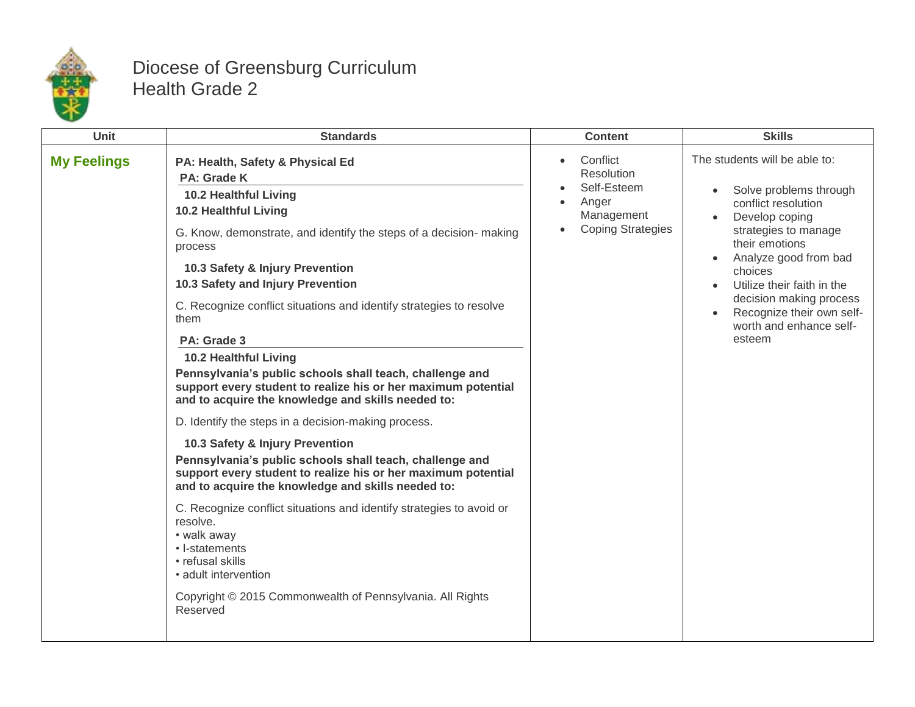# Diocese of Greensburg Curriculum
## Health Grade 2

| Unit | Standards | Content | Skills |
|---|---|---|---|
| **My Feelings** | **PA: Health, Safety & Physical Ed**<br>**PA: Grade K**<br>**10.2 Healthful Living**<br>**10.2 Healthful Living**<br>G. Know, demonstrate, and identify the steps of a decision- making process<br>**10.3 Safety & Injury Prevention**<br>**10.3 Safety and Injury Prevention**<br>C. Recognize conflict situations and identify strategies to resolve them<br>**PA: Grade 3**<br>**10.2 Healthful Living**<br>**Pennsylvania's public schools shall teach, challenge and support every student to realize his or her maximum potential and to acquire the knowledge and skills needed to:**<br>D. Identify the steps in a decision-making process.<br>**10.3 Safety & Injury Prevention**<br>**Pennsylvania's public schools shall teach, challenge and support every student to realize his or her maximum potential and to acquire the knowledge and skills needed to:**<br>C. Recognize conflict situations and identify strategies to avoid or resolve.<br>• walk away<br>• I-statements<br>• refusal skills<br>• adult intervention<br>Copyright © 2015 Commonwealth of Pennsylvania. All Rights Reserved | • Conflict Resolution<br>• Self-Esteem<br>• Anger Management<br>• Coping Strategies | The students will be able to:<br>• Solve problems through conflict resolution<br>• Develop coping strategies to manage their emotions<br>• Analyze good from bad choices<br>• Utilize their faith in the decision making process<br>• Recognize their own self-worth and enhance self-esteem |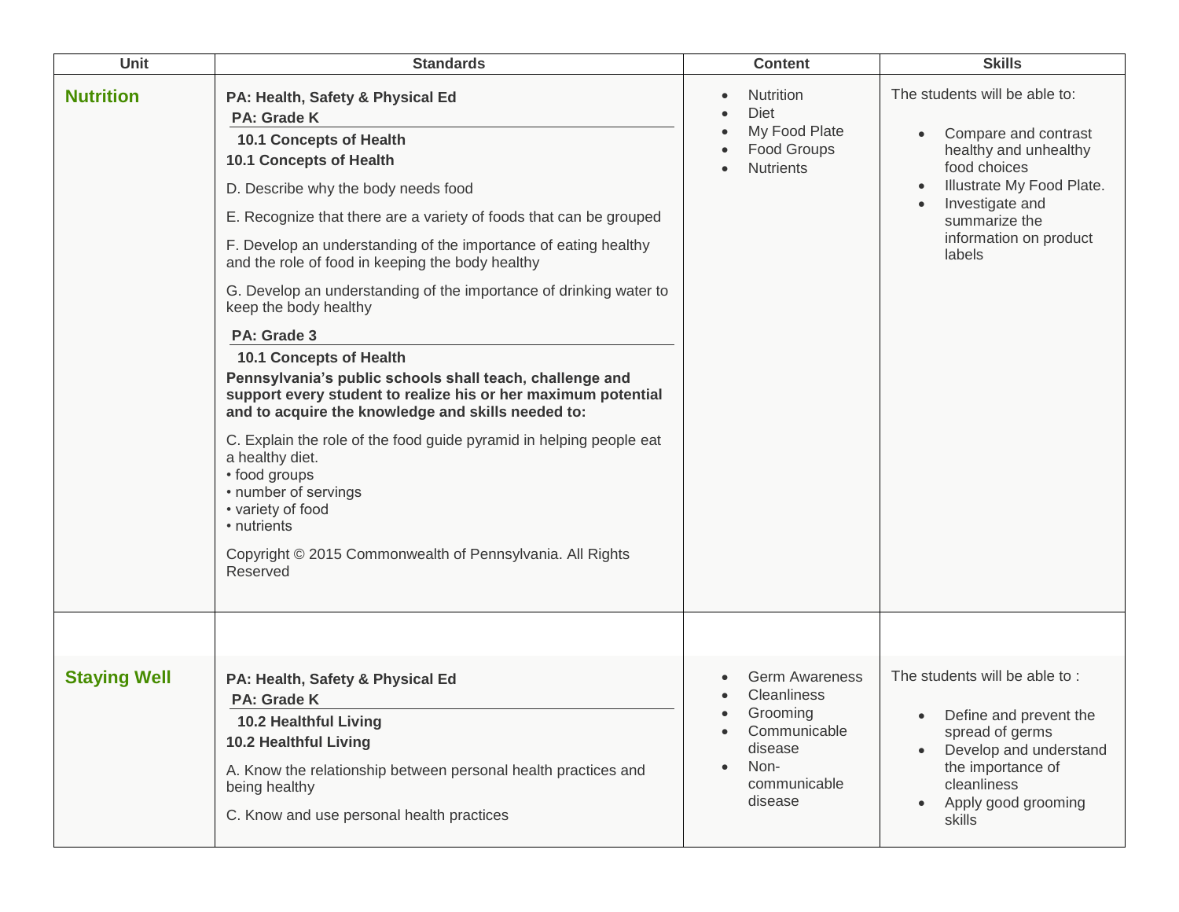| Unit | Standards | Content | Skills |
|---|---|---|---|
| **Nutrition** | **PA: Health, Safety & Physical Ed**<br>**PA: Grade K**<br>**10.1 Concepts of Health**<br>**10.1 Concepts of Health**<br>D. Describe why the body needs food<br>E. Recognize that there are a variety of foods that can be grouped<br>F. Develop an understanding of the importance of eating healthy and the role of food in keeping the body healthy<br>G. Develop an understanding of the importance of drinking water to keep the body healthy<br>**PA: Grade 3**<br>**10.1 Concepts of Health**<br>**Pennsylvania's public schools shall teach, challenge and support every student to realize his or her maximum potential and to acquire the knowledge and skills needed to:**<br>C. Explain the role of the food guide pyramid in helping people eat a healthy diet.<br>• food groups<br>• number of servings<br>• variety of food<br>• nutrients<br>Copyright © 2015 Commonwealth of Pennsylvania. All Rights Reserved | • Nutrition<br>• Diet<br>• My Food Plate<br>• Food Groups<br>• Nutrients | The students will be able to:<br>• Compare and contrast healthy and unhealthy food choices<br>• Illustrate My Food Plate.<br>• Investigate and summarize the information on product labels |
| | | | |
| **Staying Well** | **PA: Health, Safety & Physical Ed**<br>**PA: Grade K**<br>**10.2 Healthful Living**<br>**10.2 Healthful Living**<br>A. Know the relationship between personal health practices and being healthy<br>C. Know and use personal health practices | • Germ Awareness<br>• Cleanliness<br>• Grooming<br>• Communicable disease<br>• Non-communicable disease | The students will be able to :<br>• Define and prevent the spread of germs<br>• Develop and understand the importance of cleanliness<br>• Apply good grooming skills |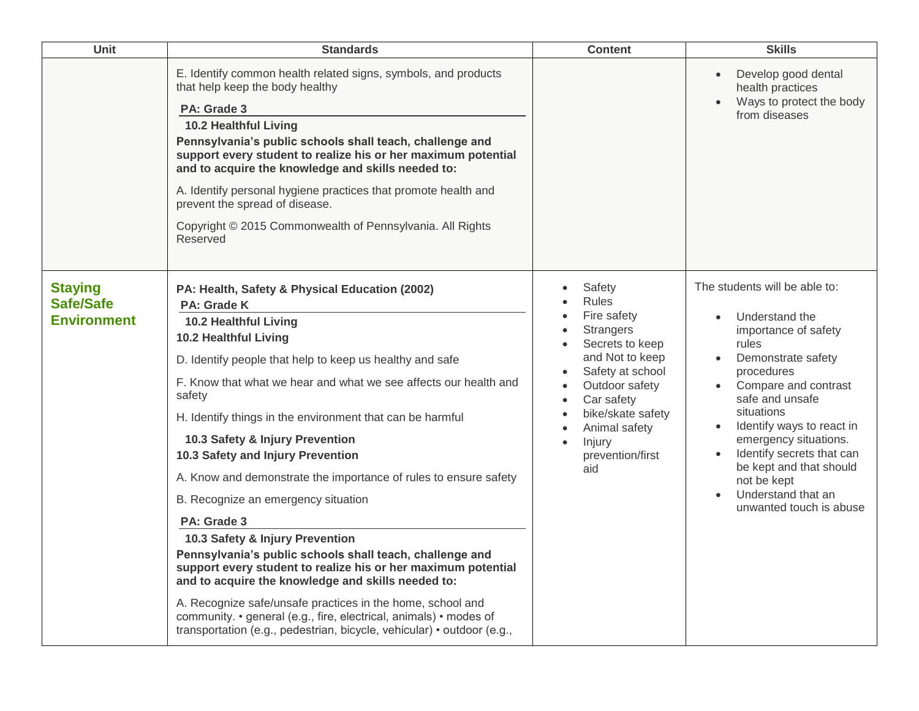| Unit | Standards | Content | Skills |
|---|---|---|---|
| | E. Identify common health related signs, symbols, and products that help keep the body healthy<br><br>**PA: Grade 3**<br>**10.2 Healthful Living**<br>**Pennsylvania's public schools shall teach, challenge and support every student to realize his or her maximum potential and to acquire the knowledge and skills needed to:**<br><br>A. Identify personal hygiene practices that promote health and prevent the spread of disease.<br><br>Copyright © 2015 Commonwealth of Pennsylvania. All Rights Reserved | | • Develop good dental health practices<br>• Ways to protect the body from diseases |
| **Staying Safe/Safe Environment** | **PA: Health, Safety & Physical Education (2002)**<br>**PA: Grade K**<br>**10.2 Healthful Living**<br>**10.2 Healthful Living**<br><br>D. Identify people that help to keep us healthy and safe<br><br>F. Know that what we hear and what we see affects our health and safety<br><br>H. Identify things in the environment that can be harmful<br><br>**10.3 Safety & Injury Prevention**<br>**10.3 Safety and Injury Prevention**<br><br>A. Know and demonstrate the importance of rules to ensure safety<br><br>B. Recognize an emergency situation<br><br>**PA: Grade 3**<br>**10.3 Safety & Injury Prevention**<br>**Pennsylvania's public schools shall teach, challenge and support every student to realize his or her maximum potential and to acquire the knowledge and skills needed to:**<br><br>A. Recognize safe/unsafe practices in the home, school and community. • general (e.g., fire, electrical, animals) • modes of transportation (e.g., pedestrian, bicycle, vehicular) • outdoor (e.g., | • Safety<br>• Rules<br>• Fire safety<br>• Strangers<br>• Secrets to keep and Not to keep<br>• Safety at school<br>• Outdoor safety<br>• Car safety<br>• bike/skate safety<br>• Animal safety<br>• Injury prevention/first aid | The students will be able to:<br><br>• Understand the importance of safety rules<br>• Demonstrate safety procedures<br>• Compare and contrast safe and unsafe situations<br>• Identify ways to react in emergency situations.<br>• Identify secrets that can be kept and that should not be kept<br>• Understand that an unwanted touch is abuse |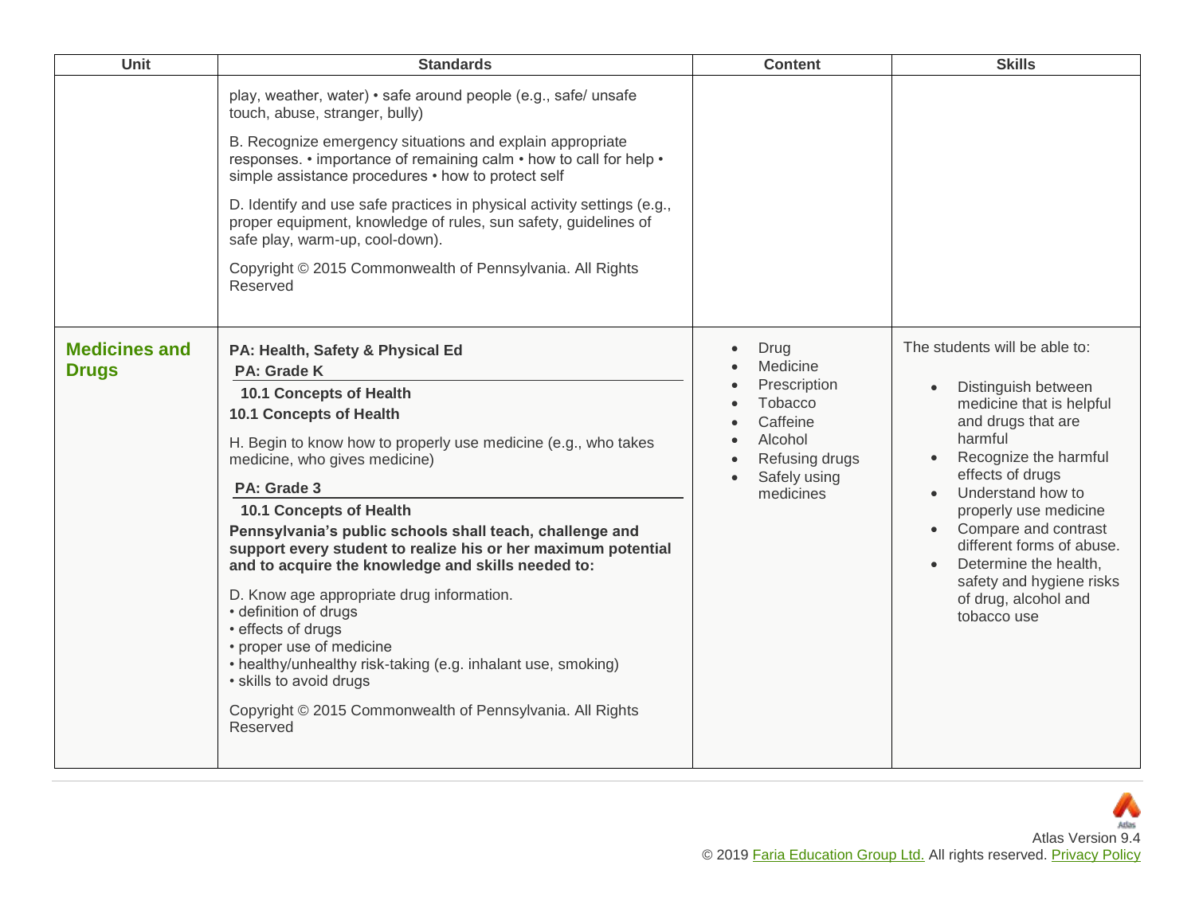| Unit | Standards | Content | Skills |
|---|---|---|---|
| | play, weather, water) • safe around people (e.g., safe/ unsafe touch, abuse, stranger, bully)<br><br>B. Recognize emergency situations and explain appropriate responses. • importance of remaining calm • how to call for help • simple assistance procedures • how to protect self<br><br>D. Identify and use safe practices in physical activity settings (e.g., proper equipment, knowledge of rules, sun safety, guidelines of safe play, warm-up, cool-down).<br><br>Copyright © 2015 Commonwealth of Pennsylvania. All Rights Reserved | | |
| **Medicines and Drugs** | **PA: Health, Safety & Physical Ed**<br>**PA: Grade K**<br>**10.1 Concepts of Health**<br>**10.1 Concepts of Health**<br><br>H. Begin to know how to properly use medicine (e.g., who takes medicine, who gives medicine)<br><br>**PA: Grade 3**<br>**10.1 Concepts of Health**<br>**Pennsylvania's public schools shall teach, challenge and support every student to realize his or her maximum potential and to acquire the knowledge and skills needed to:**<br><br>D. Know age appropriate drug information.<br>• definition of drugs<br>• effects of drugs<br>• proper use of medicine<br>• healthy/unhealthy risk-taking (e.g. inhalant use, smoking)<br>• skills to avoid drugs<br><br>Copyright © 2015 Commonwealth of Pennsylvania. All Rights Reserved | • Drug<br>• Medicine<br>• Prescription<br>• Tobacco<br>• Caffeine<br>• Alcohol<br>• Refusing drugs<br>• Safely using medicines | The students will be able to:<br><br>• Distinguish between medicine that is helpful and drugs that are harmful<br>• Recognize the harmful effects of drugs<br>• Understand how to properly use medicine<br>• Compare and contrast different forms of abuse.<br>• Determine the health, safety and hygiene risks of drug, alcohol and tobacco use |

Atlas Version 9.4
© 2019 Faria Education Group Ltd. All rights reserved. Privacy Policy